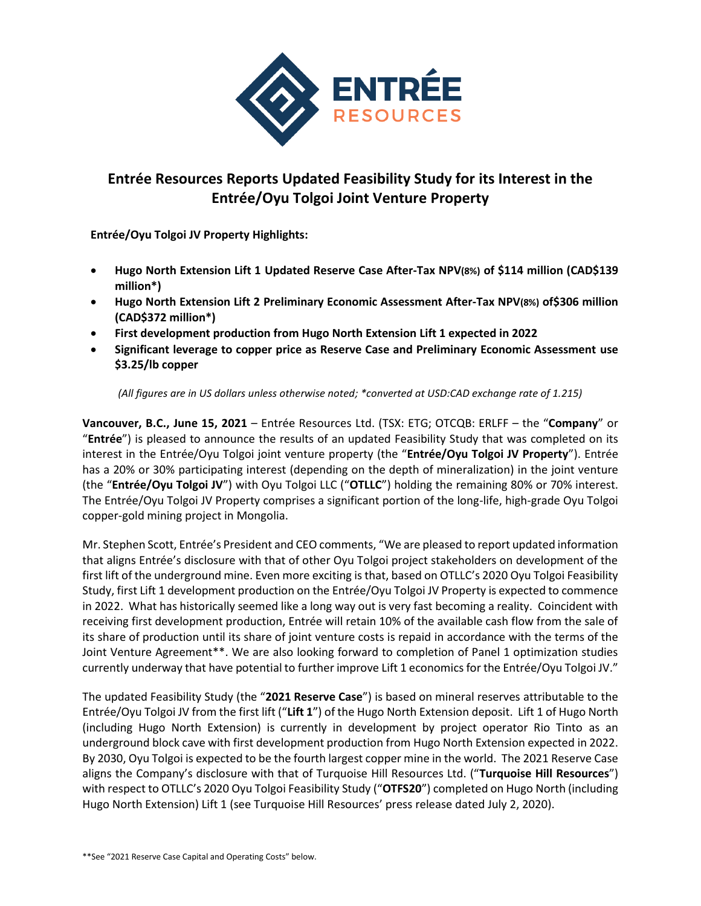# Entrée Resources Reports Updated Feasibility Study for its Interest in the Entrée/Oyu Tolgoi Joint Venture Property

**Entrée/Oyu Tolgoi JV Property Highlights:**

- **Hugo North Extension Lift 1 Updated Reserve Case After-Tax NPV$_{(8\%)}$ of $114 million (CAD$139 million*)**
- **Hugo North Extension Lift 2 Preliminary Economic Assessment After-Tax NPV$_{(8\%)}$ of$306 million (CAD$372 million*)**
- **First development production from Hugo North Extension Lift 1 expected in 2022**
- **Significant leverage to copper price as Reserve Case and Preliminary Economic Assessment use $3.25/lb copper**

*(All figures are in US dollars unless otherwise noted; *converted at USD:CAD exchange rate of 1.215)*

**Vancouver, B.C., June 15, 2021** – Entrée Resources Ltd. (TSX: ETG; OTCQB: ERLFF – the "**Company**" or "**Entrée**") is pleased to announce the results of an updated Feasibility Study that was completed on its interest in the Entrée/Oyu Tolgoi joint venture property (the "**Entrée/Oyu Tolgoi JV Property**"). Entrée has a 20% or 30% participating interest (depending on the depth of mineralization) in the joint venture (the "**Entrée/Oyu Tolgoi JV**") with Oyu Tolgoi LLC ("**OTLLC**") holding the remaining 80% or 70% interest. The Entrée/Oyu Tolgoi JV Property comprises a significant portion of the long-life, high-grade Oyu Tolgoi copper-gold mining project in Mongolia.

Mr. Stephen Scott, Entrée's President and CEO comments, "We are pleased to report updated information that aligns Entrée's disclosure with that of other Oyu Tolgoi project stakeholders on development of the first lift of the underground mine. Even more exciting is that, based on OTLLC's 2020 Oyu Tolgoi Feasibility Study, first Lift 1 development production on the Entrée/Oyu Tolgoi JV Property is expected to commence in 2022. What has historically seemed like a long way out is very fast becoming a reality. Coincident with receiving first development production, Entrée will retain 10% of the available cash flow from the sale of its share of production until its share of joint venture costs is repaid in accordance with the terms of the Joint Venture Agreement**. We are also looking forward to completion of Panel 1 optimization studies currently underway that have potential to further improve Lift 1 economics for the Entrée/Oyu Tolgoi JV."

The updated Feasibility Study (the "**2021 Reserve Case**") is based on mineral reserves attributable to the Entrée/Oyu Tolgoi JV from the first lift ("**Lift 1**") of the Hugo North Extension deposit. Lift 1 of Hugo North (including Hugo North Extension) is currently in development by project operator Rio Tinto as an underground block cave with first development production from Hugo North Extension expected in 2022. By 2030, Oyu Tolgoi is expected to be the fourth largest copper mine in the world. The 2021 Reserve Case aligns the Company's disclosure with that of Turquoise Hill Resources Ltd. ("**Turquoise Hill Resources**") with respect to OTLLC's 2020 Oyu Tolgoi Feasibility Study ("**OTFS20**") completed on Hugo North (including Hugo North Extension) Lift 1 (see Turquoise Hill Resources' press release dated July 2, 2020).

**See "2021 Reserve Case Capital and Operating Costs" below.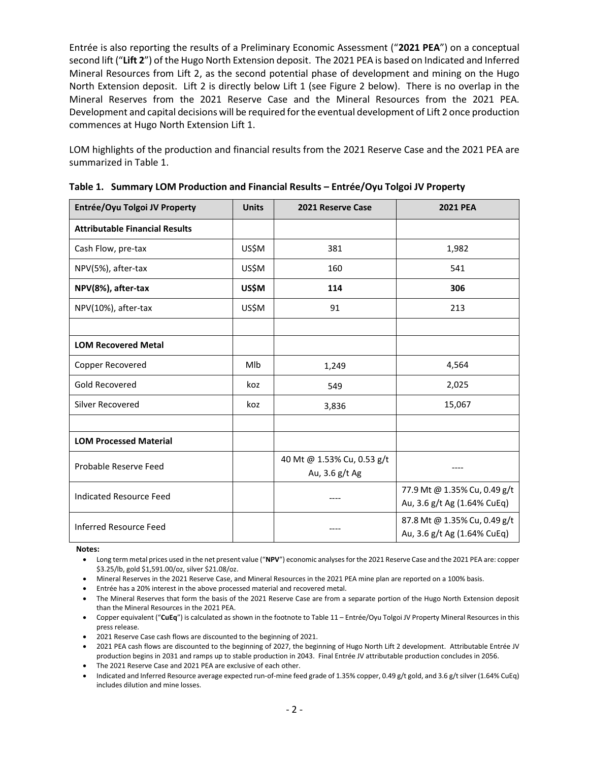Entrée is also reporting the results of a Preliminary Economic Assessment ("**2021 PEA**") on a conceptual second lift ("**Lift 2**") of the Hugo North Extension deposit. The 2021 PEA is based on Indicated and Inferred Mineral Resources from Lift 2, as the second potential phase of development and mining on the Hugo North Extension deposit. Lift 2 is directly below Lift 1 (see Figure 2 below). There is no overlap in the Mineral Reserves from the 2021 Reserve Case and the Mineral Resources from the 2021 PEA. Development and capital decisions will be required for the eventual development of Lift 2 once production commences at Hugo North Extension Lift 1.

LOM highlights of the production and financial results from the 2021 Reserve Case and the 2021 PEA are summarized in Table 1.

**Table 1. Summary LOM Production and Financial Results – Entrée/Oyu Tolgoi JV Property**

| Entrée/Oyu Tolgoi JV Property | Units | 2021 Reserve Case | 2021 PEA |
|---|---|---|---|
| **Attributable Financial Results** | | | |
| Cash Flow, pre-tax | US$M | 381 | 1,982 |
| NPV(5%), after-tax | US$M | 160 | 541 |
| **NPV(8%), after-tax** | **US$M** | **114** | **306** |
| NPV(10%), after-tax | US$M | 91 | 213 |
| | | | |
| **LOM Recovered Metal** | | | |
| Copper Recovered | Mlb | 1,249 | 4,564 |
| Gold Recovered | koz | 549 | 2,025 |
| Silver Recovered | koz | 3,836 | 15,067 |
| | | | |
| **LOM Processed Material** | | | |
| Probable Reserve Feed | | 40 Mt @ 1.53% Cu, 0.53 g/t Au, 3.6 g/t Ag | ---- |
| Indicated Resource Feed | | ---- | 77.9 Mt @ 1.35% Cu, 0.49 g/t Au, 3.6 g/t Ag (1.64% CuEq) |
| Inferred Resource Feed | | ---- | 87.8 Mt @ 1.35% Cu, 0.49 g/t Au, 3.6 g/t Ag (1.64% CuEq) |

**Notes:**

- Long term metal prices used in the net present value ("**NPV**") economic analyses for the 2021 Reserve Case and the 2021 PEA are: copper \$3.25/lb, gold \$1,591.00/oz, silver \$21.08/oz.
- Mineral Reserves in the 2021 Reserve Case, and Mineral Resources in the 2021 PEA mine plan are reported on a 100% basis.
- Entrée has a 20% interest in the above processed material and recovered metal.
- The Mineral Reserves that form the basis of the 2021 Reserve Case are from a separate portion of the Hugo North Extension deposit than the Mineral Resources in the 2021 PEA.
- Copper equivalent ("**CuEq**") is calculated as shown in the footnote to Table 11 – Entrée/Oyu Tolgoi JV Property Mineral Resources in this press release.
- 2021 Reserve Case cash flows are discounted to the beginning of 2021.
- 2021 PEA cash flows are discounted to the beginning of 2027, the beginning of Hugo North Lift 2 development. Attributable Entrée JV production begins in 2031 and ramps up to stable production in 2043. Final Entrée JV attributable production concludes in 2056.
- The 2021 Reserve Case and 2021 PEA are exclusive of each other.
- Indicated and Inferred Resource average expected run-of-mine feed grade of 1.35% copper, 0.49 g/t gold, and 3.6 g/t silver (1.64% CuEq) includes dilution and mine losses.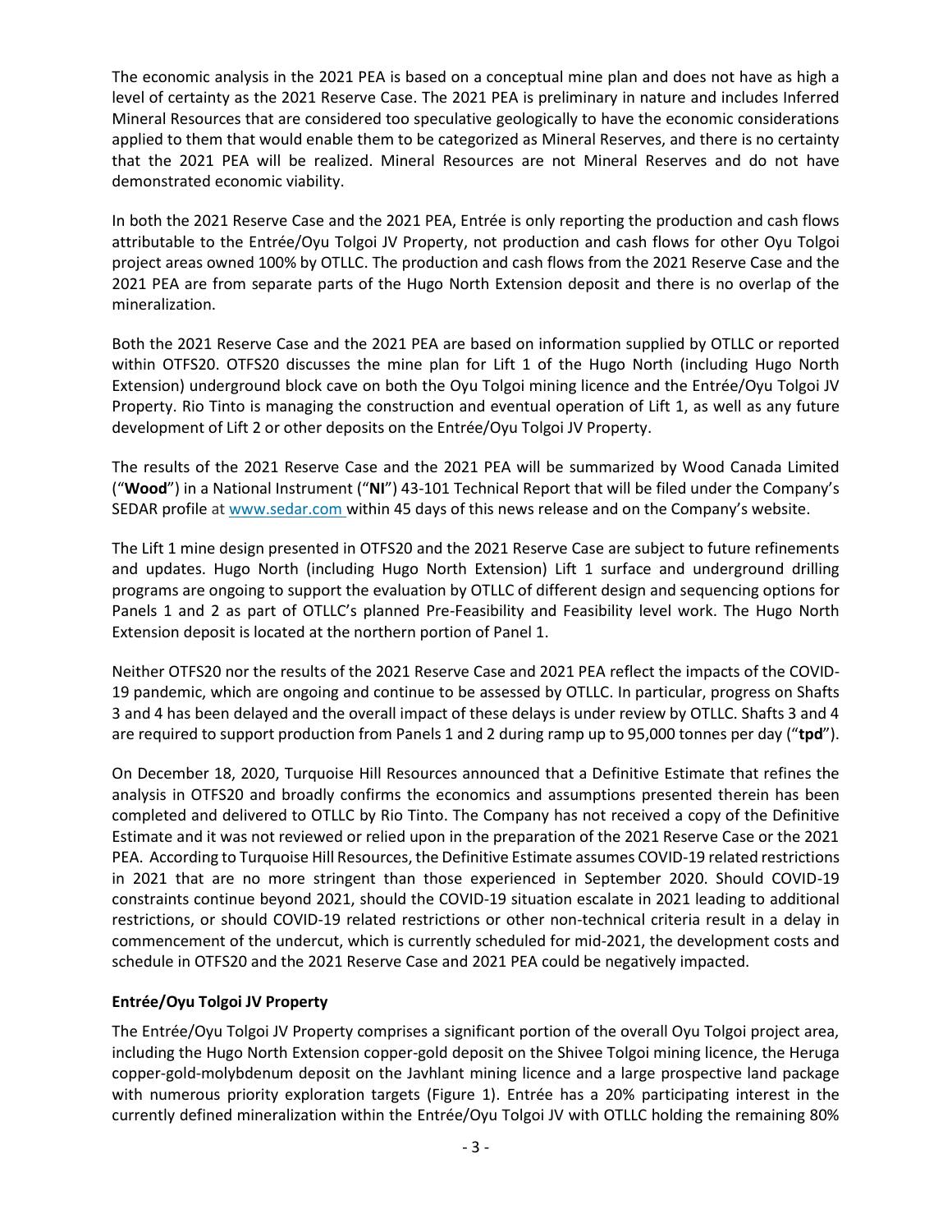The economic analysis in the 2021 PEA is based on a conceptual mine plan and does not have as high a level of certainty as the 2021 Reserve Case. The 2021 PEA is preliminary in nature and includes Inferred Mineral Resources that are considered too speculative geologically to have the economic considerations applied to them that would enable them to be categorized as Mineral Reserves, and there is no certainty that the 2021 PEA will be realized. Mineral Resources are not Mineral Reserves and do not have demonstrated economic viability.

In both the 2021 Reserve Case and the 2021 PEA, Entrée is only reporting the production and cash flows attributable to the Entrée/Oyu Tolgoi JV Property, not production and cash flows for other Oyu Tolgoi project areas owned 100% by OTLLC. The production and cash flows from the 2021 Reserve Case and the 2021 PEA are from separate parts of the Hugo North Extension deposit and there is no overlap of the mineralization.

Both the 2021 Reserve Case and the 2021 PEA are based on information supplied by OTLLC or reported within OTFS20. OTFS20 discusses the mine plan for Lift 1 of the Hugo North (including Hugo North Extension) underground block cave on both the Oyu Tolgoi mining licence and the Entrée/Oyu Tolgoi JV Property. Rio Tinto is managing the construction and eventual operation of Lift 1, as well as any future development of Lift 2 or other deposits on the Entrée/Oyu Tolgoi JV Property.

The results of the 2021 Reserve Case and the 2021 PEA will be summarized by Wood Canada Limited ("**Wood**") in a National Instrument ("**NI**") 43-101 Technical Report that will be filed under the Company's SEDAR profile at www.sedar.com within 45 days of this news release and on the Company's website.

The Lift 1 mine design presented in OTFS20 and the 2021 Reserve Case are subject to future refinements and updates. Hugo North (including Hugo North Extension) Lift 1 surface and underground drilling programs are ongoing to support the evaluation by OTLLC of different design and sequencing options for Panels 1 and 2 as part of OTLLC's planned Pre-Feasibility and Feasibility level work. The Hugo North Extension deposit is located at the northern portion of Panel 1.

Neither OTFS20 nor the results of the 2021 Reserve Case and 2021 PEA reflect the impacts of the COVID-19 pandemic, which are ongoing and continue to be assessed by OTLLC. In particular, progress on Shafts 3 and 4 has been delayed and the overall impact of these delays is under review by OTLLC. Shafts 3 and 4 are required to support production from Panels 1 and 2 during ramp up to 95,000 tonnes per day ("**tpd**").

On December 18, 2020, Turquoise Hill Resources announced that a Definitive Estimate that refines the analysis in OTFS20 and broadly confirms the economics and assumptions presented therein has been completed and delivered to OTLLC by Rio Tinto. The Company has not received a copy of the Definitive Estimate and it was not reviewed or relied upon in the preparation of the 2021 Reserve Case or the 2021 PEA. According to Turquoise Hill Resources, the Definitive Estimate assumes COVID-19 related restrictions in 2021 that are no more stringent than those experienced in September 2020. Should COVID-19 constraints continue beyond 2021, should the COVID-19 situation escalate in 2021 leading to additional restrictions, or should COVID-19 related restrictions or other non-technical criteria result in a delay in commencement of the undercut, which is currently scheduled for mid-2021, the development costs and schedule in OTFS20 and the 2021 Reserve Case and 2021 PEA could be negatively impacted.

**Entrée/Oyu Tolgoi JV Property**

The Entrée/Oyu Tolgoi JV Property comprises a significant portion of the overall Oyu Tolgoi project area, including the Hugo North Extension copper-gold deposit on the Shivee Tolgoi mining licence, the Heruga copper-gold-molybdenum deposit on the Javhlant mining licence and a large prospective land package with numerous priority exploration targets (Figure 1). Entrée has a 20% participating interest in the currently defined mineralization within the Entrée/Oyu Tolgoi JV with OTLLC holding the remaining 80%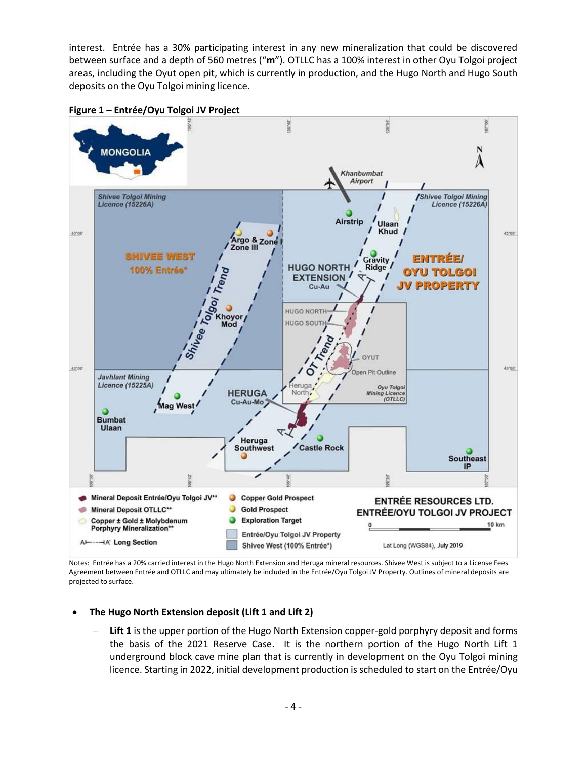interest. Entrée has a 30% participating interest in any new mineralization that could be discovered between surface and a depth of 560 metres ("**m**"). OTLLC has a 100% interest in other Oyu Tolgoi project areas, including the Oyut open pit, which is currently in production, and the Hugo North and Hugo South deposits on the Oyu Tolgoi mining licence.

**Figure 1 – Entrée/Oyu Tolgoi JV Project**

Notes: Entrée has a 20% carried interest in the Hugo North Extension and Heruga mineral resources. Shivee West is subject to a License Fees Agreement between Entrée and OTLLC and may ultimately be included in the Entrée/Oyu Tolgoi JV Property. Outlines of mineral deposits are projected to surface.

- **The Hugo North Extension deposit (Lift 1 and Lift 2)**
  - **Lift 1** is the upper portion of the Hugo North Extension copper-gold porphyry deposit and forms the basis of the 2021 Reserve Case. It is the northern portion of the Hugo North Lift 1 underground block cave mine plan that is currently in development on the Oyu Tolgoi mining licence. Starting in 2022, initial development production is scheduled to start on the Entrée/Oyu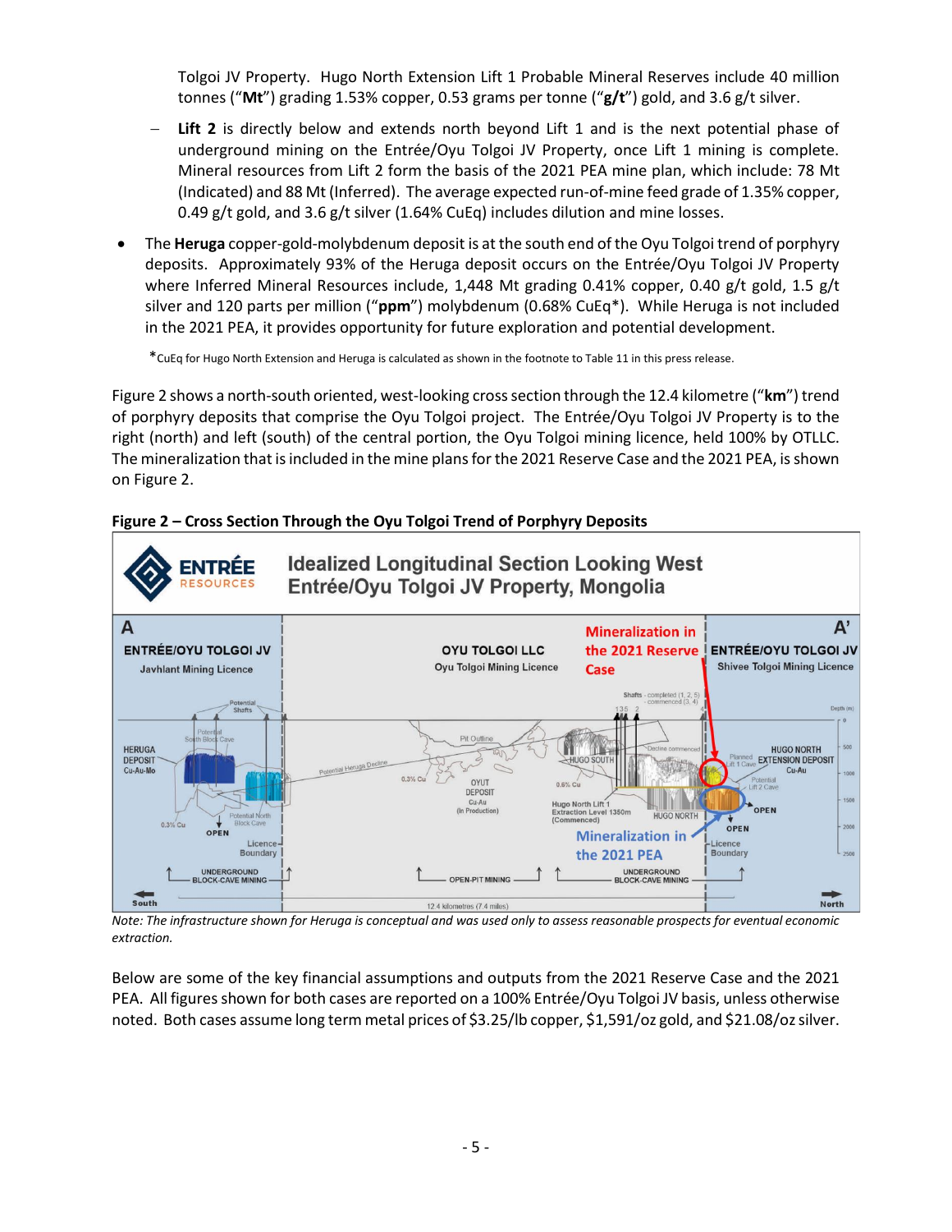Tolgoi JV Property. Hugo North Extension Lift 1 Probable Mineral Reserves include 40 million tonnes ("**Mt**") grading 1.53% copper, 0.53 grams per tonne ("**g/t**") gold, and 3.6 g/t silver.

  - **Lift 2** is directly below and extends north beyond Lift 1 and is the next potential phase of underground mining on the Entrée/Oyu Tolgoi JV Property, once Lift 1 mining is complete. Mineral resources from Lift 2 form the basis of the 2021 PEA mine plan, which include: 78 Mt (Indicated) and 88 Mt (Inferred). The average expected run-of-mine feed grade of 1.35% copper, 0.49 g/t gold, and 3.6 g/t silver (1.64% CuEq) includes dilution and mine losses.

- The **Heruga** copper-gold-molybdenum deposit is at the south end of the Oyu Tolgoi trend of porphyry deposits. Approximately 93% of the Heruga deposit occurs on the Entrée/Oyu Tolgoi JV Property where Inferred Mineral Resources include, 1,448 Mt grading 0.41% copper, 0.40 g/t gold, 1.5 g/t silver and 120 parts per million ("**ppm**") molybdenum (0.68% CuEq*). While Heruga is not included in the 2021 PEA, it provides opportunity for future exploration and potential development.

*CuEq for Hugo North Extension and Heruga is calculated as shown in the footnote to Table 11 in this press release.

Figure 2 shows a north-south oriented, west-looking cross section through the 12.4 kilometre ("**km**") trend of porphyry deposits that comprise the Oyu Tolgoi project. The Entrée/Oyu Tolgoi JV Property is to the right (north) and left (south) of the central portion, the Oyu Tolgoi mining licence, held 100% by OTLLC. The mineralization that is included in the mine plans for the 2021 Reserve Case and the 2021 PEA, is shown on Figure 2.

**Figure 2 – Cross Section Through the Oyu Tolgoi Trend of Porphyry Deposits**

*Note: The infrastructure shown for Heruga is conceptual and was used only to assess reasonable prospects for eventual economic extraction.*

Below are some of the key financial assumptions and outputs from the 2021 Reserve Case and the 2021 PEA. All figures shown for both cases are reported on a 100% Entrée/Oyu Tolgoi JV basis, unless otherwise noted. Both cases assume long term metal prices of $3.25/lb copper, $1,591/oz gold, and $21.08/oz silver.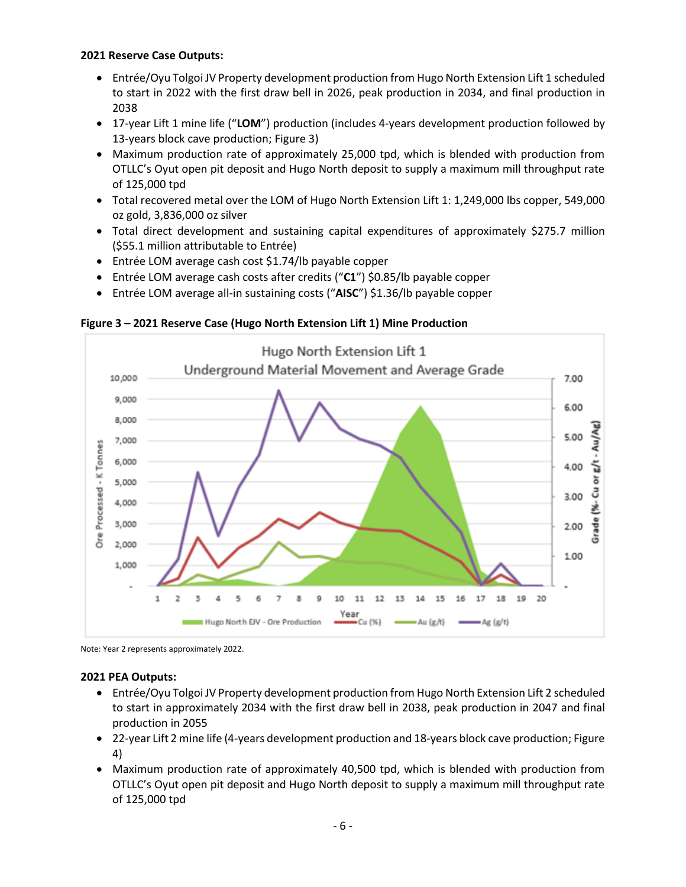**2021 Reserve Case Outputs:**

- Entrée/Oyu Tolgoi JV Property development production from Hugo North Extension Lift 1 scheduled to start in 2022 with the first draw bell in 2026, peak production in 2034, and final production in 2038
- 17-year Lift 1 mine life ("**LOM**") production (includes 4-years development production followed by 13-years block cave production; Figure 3)
- Maximum production rate of approximately 25,000 tpd, which is blended with production from OTLLC's Oyut open pit deposit and Hugo North deposit to supply a maximum mill throughput rate of 125,000 tpd
- Total recovered metal over the LOM of Hugo North Extension Lift 1: 1,249,000 lbs copper, 549,000 oz gold, 3,836,000 oz silver
- Total direct development and sustaining capital expenditures of approximately $275.7 million ($55.1 million attributable to Entrée)
- Entrée LOM average cash cost $1.74/lb payable copper
- Entrée LOM average cash costs after credits ("**C1**") $0.85/lb payable copper
- Entrée LOM average all-in sustaining costs ("**AISC**") $1.36/lb payable copper

**Figure 3 – 2021 Reserve Case (Hugo North Extension Lift 1) Mine Production**

Note: Year 2 represents approximately 2022.

**2021 PEA Outputs:**

- Entrée/Oyu Tolgoi JV Property development production from Hugo North Extension Lift 2 scheduled to start in approximately 2034 with the first draw bell in 2038, peak production in 2047 and final production in 2055
- 22-year Lift 2 mine life (4-years development production and 18-years block cave production; Figure 4)
- Maximum production rate of approximately 40,500 tpd, which is blended with production from OTLLC's Oyut open pit deposit and Hugo North deposit to supply a maximum mill throughput rate of 125,000 tpd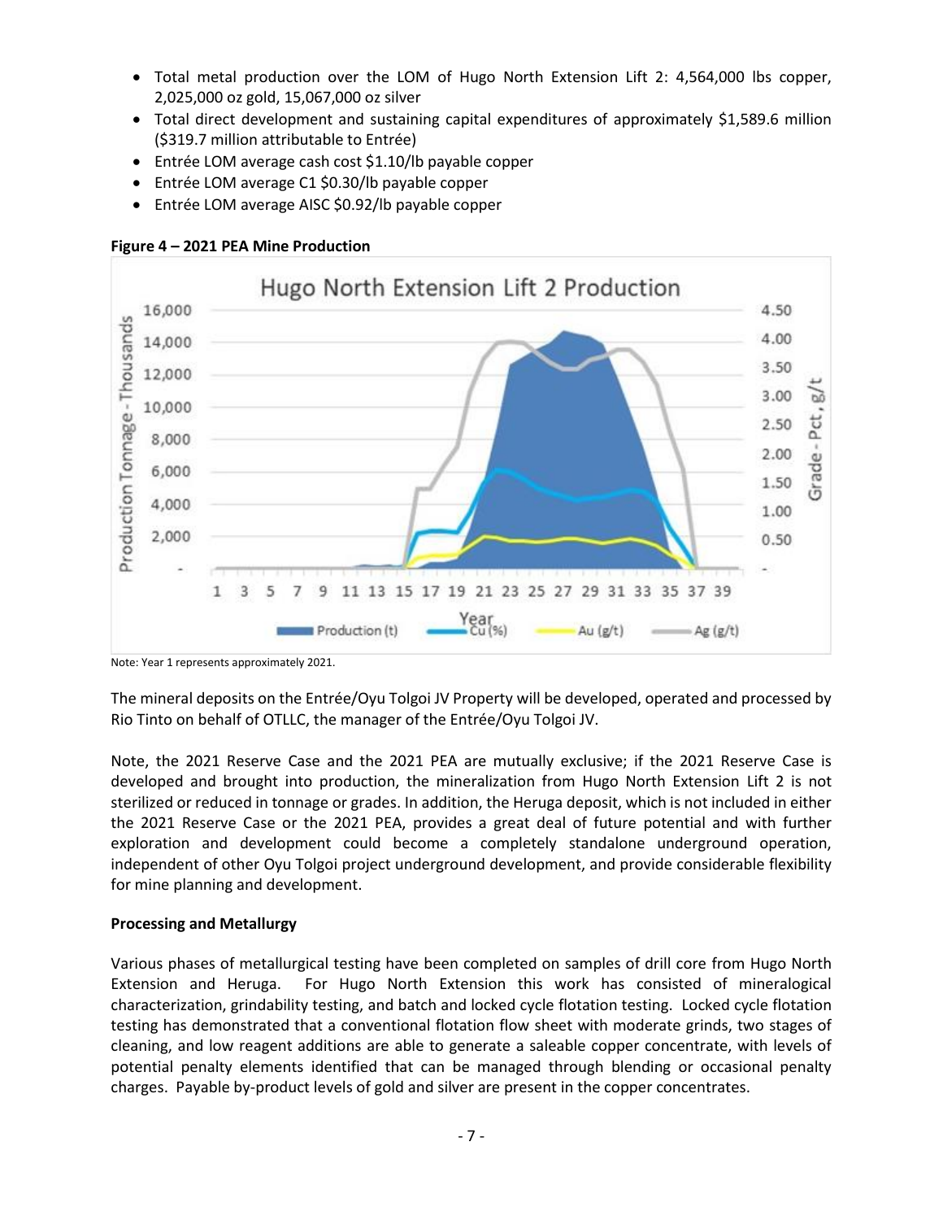- Total metal production over the LOM of Hugo North Extension Lift 2: 4,564,000 lbs copper, 2,025,000 oz gold, 15,067,000 oz silver
- Total direct development and sustaining capital expenditures of approximately $1,589.6 million ($319.7 million attributable to Entrée)
- Entrée LOM average cash cost $1.10/lb payable copper
- Entrée LOM average C1 $0.30/lb payable copper
- Entrée LOM average AISC $0.92/lb payable copper

**Figure 4 – 2021 PEA Mine Production**

Note: Year 1 represents approximately 2021.

The mineral deposits on the Entrée/Oyu Tolgoi JV Property will be developed, operated and processed by Rio Tinto on behalf of OTLLC, the manager of the Entrée/Oyu Tolgoi JV.

Note, the 2021 Reserve Case and the 2021 PEA are mutually exclusive; if the 2021 Reserve Case is developed and brought into production, the mineralization from Hugo North Extension Lift 2 is not sterilized or reduced in tonnage or grades. In addition, the Heruga deposit, which is not included in either the 2021 Reserve Case or the 2021 PEA, provides a great deal of future potential and with further exploration and development could become a completely standalone underground operation, independent of other Oyu Tolgoi project underground development, and provide considerable flexibility for mine planning and development.

**Processing and Metallurgy**

Various phases of metallurgical testing have been completed on samples of drill core from Hugo North Extension and Heruga. For Hugo North Extension this work has consisted of mineralogical characterization, grindability testing, and batch and locked cycle flotation testing. Locked cycle flotation testing has demonstrated that a conventional flotation flow sheet with moderate grinds, two stages of cleaning, and low reagent additions are able to generate a saleable copper concentrate, with levels of potential penalty elements identified that can be managed through blending or occasional penalty charges. Payable by-product levels of gold and silver are present in the copper concentrates.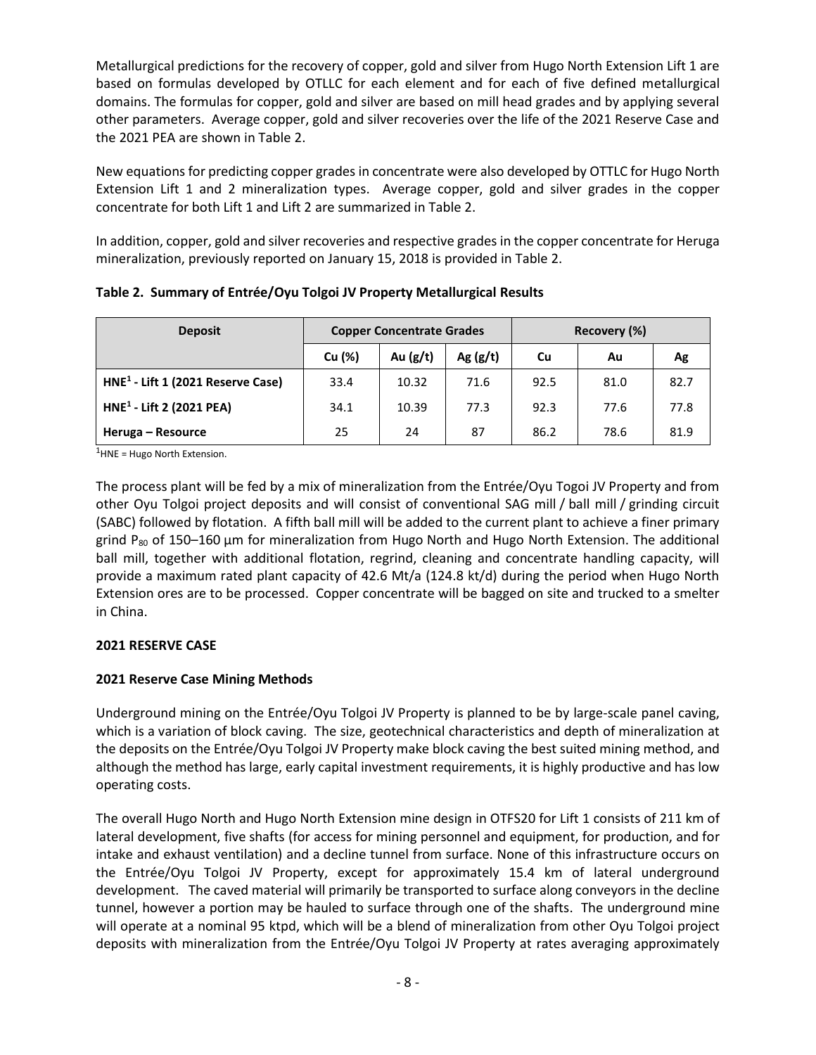Metallurgical predictions for the recovery of copper, gold and silver from Hugo North Extension Lift 1 are based on formulas developed by OTLLC for each element and for each of five defined metallurgical domains. The formulas for copper, gold and silver are based on mill head grades and by applying several other parameters. Average copper, gold and silver recoveries over the life of the 2021 Reserve Case and the 2021 PEA are shown in Table 2.

New equations for predicting copper grades in concentrate were also developed by OTTLC for Hugo North Extension Lift 1 and 2 mineralization types. Average copper, gold and silver grades in the copper concentrate for both Lift 1 and Lift 2 are summarized in Table 2.

In addition, copper, gold and silver recoveries and respective grades in the copper concentrate for Heruga mineralization, previously reported on January 15, 2018 is provided in Table 2.

**Table 2. Summary of Entrée/Oyu Tolgoi JV Property Metallurgical Results**

| Deposit | Copper Concentrate Grades | | | Recovery (%) | | |
|---|---|---|---|---|---|---|
| | Cu (%) | Au (g/t) | Ag (g/t) | Cu | Au | Ag |
| HNE[1] - Lift 1 (2021 Reserve Case) | 33.4 | 10.32 | 71.6 | 92.5 | 81.0 | 82.7 |
| HNE[1] - Lift 2 (2021 PEA) | 34.1 | 10.39 | 77.3 | 92.3 | 77.6 | 77.8 |
| Heruga – Resource | 25 | 24 | 87 | 86.2 | 78.6 | 81.9 |

[1]HNE = Hugo North Extension.

The process plant will be fed by a mix of mineralization from the Entrée/Oyu Togoi JV Property and from other Oyu Tolgoi project deposits and will consist of conventional SAG mill / ball mill / grinding circuit (SABC) followed by flotation. A fifth ball mill will be added to the current plant to achieve a finer primary grind $P_{80}$ of 150–160 µm for mineralization from Hugo North and Hugo North Extension. The additional ball mill, together with additional flotation, regrind, cleaning and concentrate handling capacity, will provide a maximum rated plant capacity of 42.6 Mt/a (124.8 kt/d) during the period when Hugo North Extension ores are to be processed. Copper concentrate will be bagged on site and trucked to a smelter in China.

**2021 RESERVE CASE**

**2021 Reserve Case Mining Methods**

Underground mining on the Entrée/Oyu Tolgoi JV Property is planned to be by large-scale panel caving, which is a variation of block caving. The size, geotechnical characteristics and depth of mineralization at the deposits on the Entrée/Oyu Tolgoi JV Property make block caving the best suited mining method, and although the method has large, early capital investment requirements, it is highly productive and has low operating costs.

The overall Hugo North and Hugo North Extension mine design in OTFS20 for Lift 1 consists of 211 km of lateral development, five shafts (for access for mining personnel and equipment, for production, and for intake and exhaust ventilation) and a decline tunnel from surface. None of this infrastructure occurs on the Entrée/Oyu Tolgoi JV Property, except for approximately 15.4 km of lateral underground development. The caved material will primarily be transported to surface along conveyors in the decline tunnel, however a portion may be hauled to surface through one of the shafts. The underground mine will operate at a nominal 95 ktpd, which will be a blend of mineralization from other Oyu Tolgoi project deposits with mineralization from the Entrée/Oyu Tolgoi JV Property at rates averaging approximately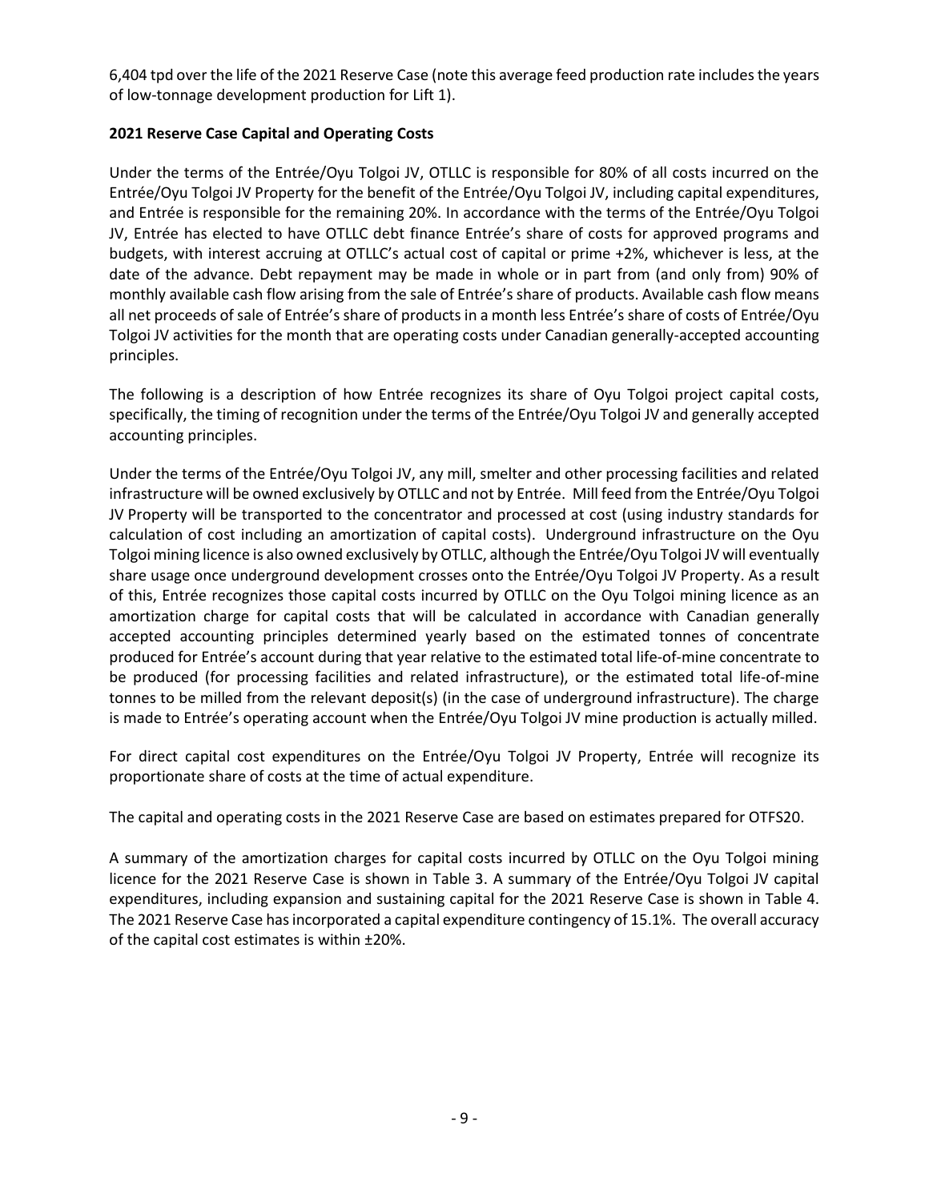6,404 tpd over the life of the 2021 Reserve Case (note this average feed production rate includes the years of low-tonnage development production for Lift 1).

**2021 Reserve Case Capital and Operating Costs**

Under the terms of the Entrée/Oyu Tolgoi JV, OTLLC is responsible for 80% of all costs incurred on the Entrée/Oyu Tolgoi JV Property for the benefit of the Entrée/Oyu Tolgoi JV, including capital expenditures, and Entrée is responsible for the remaining 20%. In accordance with the terms of the Entrée/Oyu Tolgoi JV, Entrée has elected to have OTLLC debt finance Entrée's share of costs for approved programs and budgets, with interest accruing at OTLLC's actual cost of capital or prime +2%, whichever is less, at the date of the advance. Debt repayment may be made in whole or in part from (and only from) 90% of monthly available cash flow arising from the sale of Entrée's share of products. Available cash flow means all net proceeds of sale of Entrée's share of products in a month less Entrée's share of costs of Entrée/Oyu Tolgoi JV activities for the month that are operating costs under Canadian generally-accepted accounting principles.

The following is a description of how Entrée recognizes its share of Oyu Tolgoi project capital costs, specifically, the timing of recognition under the terms of the Entrée/Oyu Tolgoi JV and generally accepted accounting principles.

Under the terms of the Entrée/Oyu Tolgoi JV, any mill, smelter and other processing facilities and related infrastructure will be owned exclusively by OTLLC and not by Entrée. Mill feed from the Entrée/Oyu Tolgoi JV Property will be transported to the concentrator and processed at cost (using industry standards for calculation of cost including an amortization of capital costs). Underground infrastructure on the Oyu Tolgoi mining licence is also owned exclusively by OTLLC, although the Entrée/Oyu Tolgoi JV will eventually share usage once underground development crosses onto the Entrée/Oyu Tolgoi JV Property. As a result of this, Entrée recognizes those capital costs incurred by OTLLC on the Oyu Tolgoi mining licence as an amortization charge for capital costs that will be calculated in accordance with Canadian generally accepted accounting principles determined yearly based on the estimated tonnes of concentrate produced for Entrée's account during that year relative to the estimated total life-of-mine concentrate to be produced (for processing facilities and related infrastructure), or the estimated total life-of-mine tonnes to be milled from the relevant deposit(s) (in the case of underground infrastructure). The charge is made to Entrée's operating account when the Entrée/Oyu Tolgoi JV mine production is actually milled.

For direct capital cost expenditures on the Entrée/Oyu Tolgoi JV Property, Entrée will recognize its proportionate share of costs at the time of actual expenditure.

The capital and operating costs in the 2021 Reserve Case are based on estimates prepared for OTFS20.

A summary of the amortization charges for capital costs incurred by OTLLC on the Oyu Tolgoi mining licence for the 2021 Reserve Case is shown in Table 3. A summary of the Entrée/Oyu Tolgoi JV capital expenditures, including expansion and sustaining capital for the 2021 Reserve Case is shown in Table 4. The 2021 Reserve Case has incorporated a capital expenditure contingency of 15.1%. The overall accuracy of the capital cost estimates is within ±20%.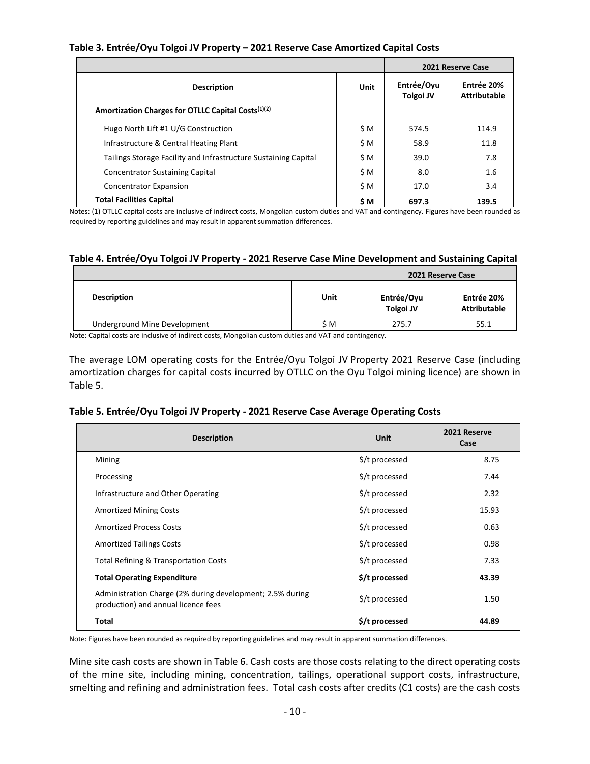**Table 3. Entrée/Oyu Tolgoi JV Property – 2021 Reserve Case Amortized Capital Costs**

| | | 2021 Reserve Case | |
|---|---|---|---|
| **Description** | **Unit** | **Entrée/Oyu Tolgoi JV** | **Entrée 20% Attributable** |
| **Amortization Charges for OTLLC Capital Costs(1)(2)** | | | |
| Hugo North Lift #1 U/G Construction | \$ M | 574.5 | 114.9 |
| Infrastructure & Central Heating Plant | \$ M | 58.9 | 11.8 |
| Tailings Storage Facility and Infrastructure Sustaining Capital | \$ M | 39.0 | 7.8 |
| Concentrator Sustaining Capital | \$ M | 8.0 | 1.6 |
| Concentrator Expansion | \$ M | 17.0 | 3.4 |
| **Total Facilities Capital** | **\$ M** | **697.3** | **139.5** |

Notes: (1) OTLLC capital costs are inclusive of indirect costs, Mongolian custom duties and VAT and contingency. Figures have been rounded as required by reporting guidelines and may result in apparent summation differences.

**Table 4. Entrée/Oyu Tolgoi JV Property - 2021 Reserve Case Mine Development and Sustaining Capital**

| | | 2021 Reserve Case | |
|---|---|---|---|
| **Description** | **Unit** | **Entrée/Oyu Tolgoi JV** | **Entrée 20% Attributable** |
| Underground Mine Development | \$ M | 275.7 | 55.1 |

Note: Capital costs are inclusive of indirect costs, Mongolian custom duties and VAT and contingency.

The average LOM operating costs for the Entrée/Oyu Tolgoi JV Property 2021 Reserve Case (including amortization charges for capital costs incurred by OTLLC on the Oyu Tolgoi mining licence) are shown in Table 5.

**Table 5. Entrée/Oyu Tolgoi JV Property - 2021 Reserve Case Average Operating Costs**

| **Description** | **Unit** | **2021 Reserve Case** |
|---|---|---|
| Mining | \$/t processed | 8.75 |
| Processing | \$/t processed | 7.44 |
| Infrastructure and Other Operating | \$/t processed | 2.32 |
| Amortized Mining Costs | \$/t processed | 15.93 |
| Amortized Process Costs | \$/t processed | 0.63 |
| Amortized Tailings Costs | \$/t processed | 0.98 |
| Total Refining & Transportation Costs | \$/t processed | 7.33 |
| **Total Operating Expenditure** | **\$/t processed** | **43.39** |
| Administration Charge (2% during development; 2.5% during production) and annual licence fees | \$/t processed | 1.50 |
| **Total** | **\$/t processed** | **44.89** |

Note: Figures have been rounded as required by reporting guidelines and may result in apparent summation differences.

Mine site cash costs are shown in Table 6. Cash costs are those costs relating to the direct operating costs of the mine site, including mining, concentration, tailings, operational support costs, infrastructure, smelting and refining and administration fees. Total cash costs after credits (C1 costs) are the cash costs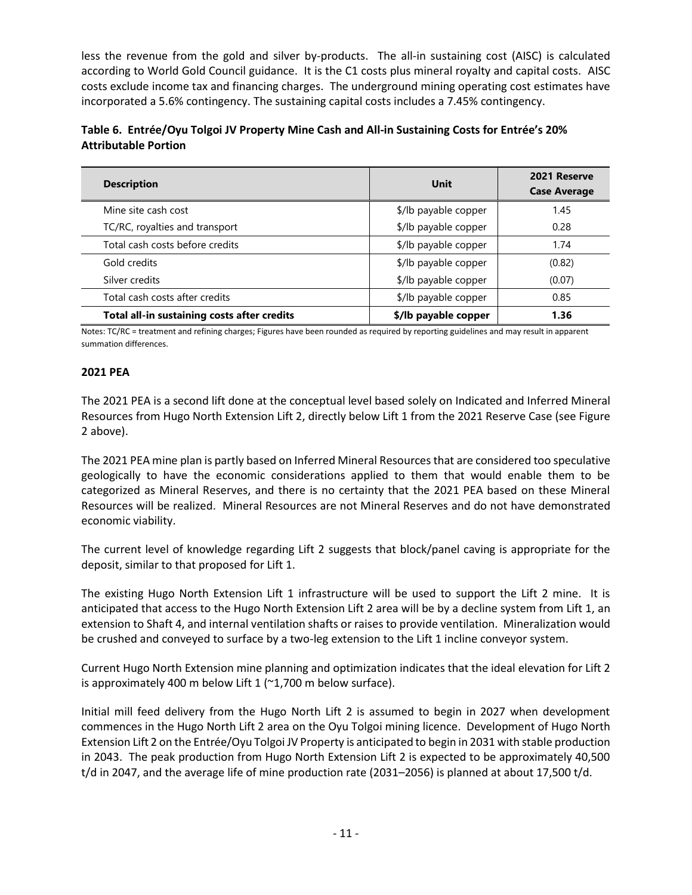less the revenue from the gold and silver by-products. The all-in sustaining cost (AISC) is calculated according to World Gold Council guidance. It is the C1 costs plus mineral royalty and capital costs. AISC costs exclude income tax and financing charges. The underground mining operating cost estimates have incorporated a 5.6% contingency. The sustaining capital costs includes a 7.45% contingency.

**Table 6. Entrée/Oyu Tolgoi JV Property Mine Cash and All-in Sustaining Costs for Entrée's 20% Attributable Portion**

| Description | Unit | 2021 Reserve Case Average |
|---|---|---|
| Mine site cash cost | $/lb payable copper | 1.45 |
| TC/RC, royalties and transport | $/lb payable copper | 0.28 |
| Total cash costs before credits | $/lb payable copper | 1.74 |
| Gold credits | $/lb payable copper | (0.82) |
| Silver credits | $/lb payable copper | (0.07) |
| Total cash costs after credits | $/lb payable copper | 0.85 |
| **Total all-in sustaining costs after credits** | **$/lb payable copper** | **1.36** |

Notes: TC/RC = treatment and refining charges; Figures have been rounded as required by reporting guidelines and may result in apparent summation differences.

**2021 PEA**

The 2021 PEA is a second lift done at the conceptual level based solely on Indicated and Inferred Mineral Resources from Hugo North Extension Lift 2, directly below Lift 1 from the 2021 Reserve Case (see Figure 2 above).

The 2021 PEA mine plan is partly based on Inferred Mineral Resources that are considered too speculative geologically to have the economic considerations applied to them that would enable them to be categorized as Mineral Reserves, and there is no certainty that the 2021 PEA based on these Mineral Resources will be realized. Mineral Resources are not Mineral Reserves and do not have demonstrated economic viability.

The current level of knowledge regarding Lift 2 suggests that block/panel caving is appropriate for the deposit, similar to that proposed for Lift 1.

The existing Hugo North Extension Lift 1 infrastructure will be used to support the Lift 2 mine. It is anticipated that access to the Hugo North Extension Lift 2 area will be by a decline system from Lift 1, an extension to Shaft 4, and internal ventilation shafts or raises to provide ventilation. Mineralization would be crushed and conveyed to surface by a two-leg extension to the Lift 1 incline conveyor system.

Current Hugo North Extension mine planning and optimization indicates that the ideal elevation for Lift 2 is approximately 400 m below Lift 1 (~1,700 m below surface).

Initial mill feed delivery from the Hugo North Lift 2 is assumed to begin in 2027 when development commences in the Hugo North Lift 2 area on the Oyu Tolgoi mining licence. Development of Hugo North Extension Lift 2 on the Entrée/Oyu Tolgoi JV Property is anticipated to begin in 2031 with stable production in 2043. The peak production from Hugo North Extension Lift 2 is expected to be approximately 40,500 t/d in 2047, and the average life of mine production rate (2031–2056) is planned at about 17,500 t/d.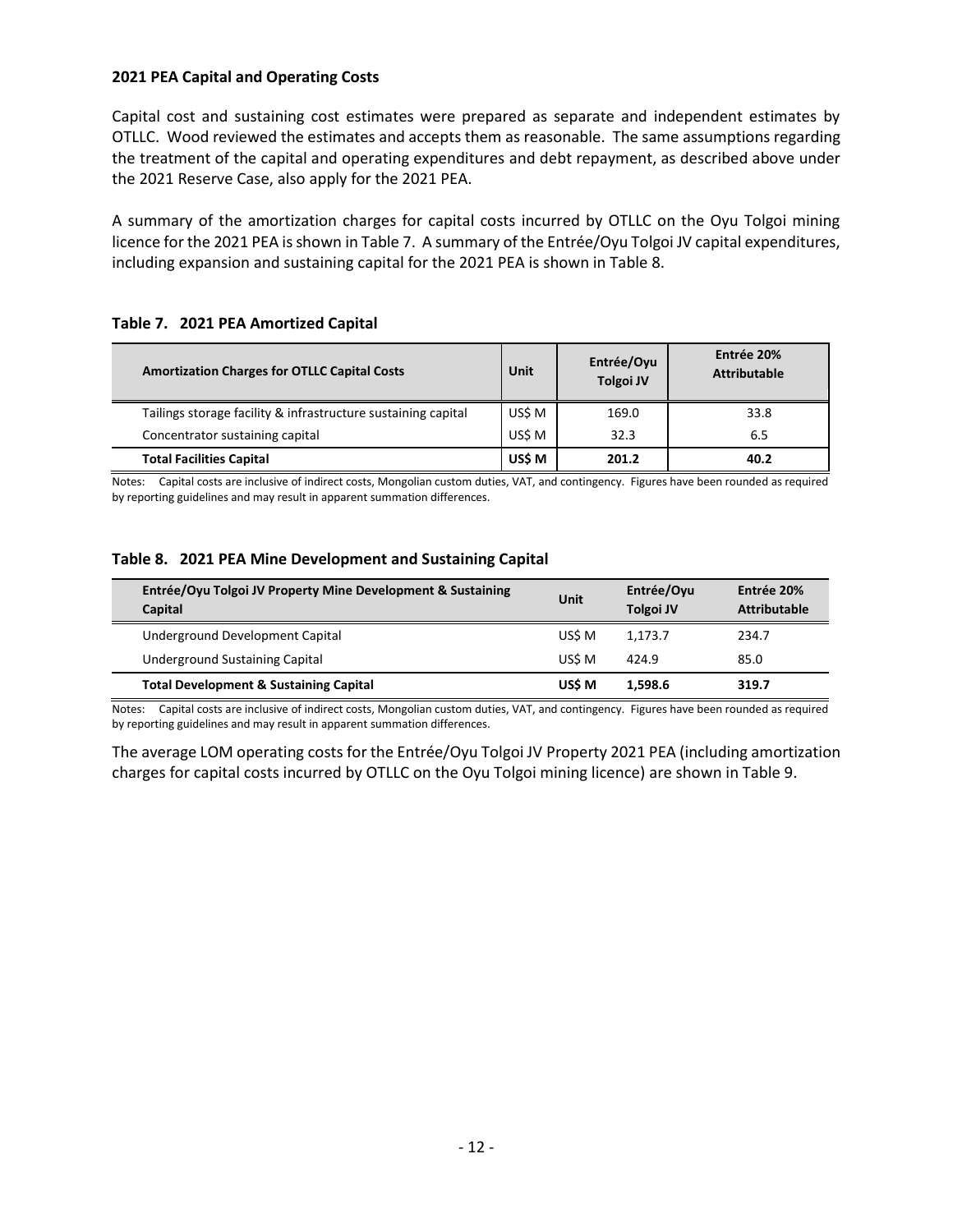### 2021 PEA Capital and Operating Costs

Capital cost and sustaining cost estimates were prepared as separate and independent estimates by OTLLC. Wood reviewed the estimates and accepts them as reasonable. The same assumptions regarding the treatment of the capital and operating expenditures and debt repayment, as described above under the 2021 Reserve Case, also apply for the 2021 PEA.

A summary of the amortization charges for capital costs incurred by OTLLC on the Oyu Tolgoi mining licence for the 2021 PEA is shown in Table 7. A summary of the Entrée/Oyu Tolgoi JV capital expenditures, including expansion and sustaining capital for the 2021 PEA is shown in Table 8.

**Table 7. 2021 PEA Amortized Capital**

| Amortization Charges for OTLLC Capital Costs | Unit | Entrée/Oyu Tolgoi JV | Entrée 20% Attributable |
|---|---|---|---|
| Tailings storage facility & infrastructure sustaining capital | US$ M | 169.0 | 33.8 |
| Concentrator sustaining capital | US$ M | 32.3 | 6.5 |
| **Total Facilities Capital** | **US$ M** | **201.2** | **40.2** |

Notes: Capital costs are inclusive of indirect costs, Mongolian custom duties, VAT, and contingency. Figures have been rounded as required by reporting guidelines and may result in apparent summation differences.

**Table 8. 2021 PEA Mine Development and Sustaining Capital**

| Entrée/Oyu Tolgoi JV Property Mine Development & Sustaining Capital | Unit | Entrée/Oyu Tolgoi JV | Entrée 20% Attributable |
|---|---|---|---|
| Underground Development Capital | US$ M | 1,173.7 | 234.7 |
| Underground Sustaining Capital | US$ M | 424.9 | 85.0 |
| **Total Development & Sustaining Capital** | **US$ M** | **1,598.6** | **319.7** |

Notes: Capital costs are inclusive of indirect costs, Mongolian custom duties, VAT, and contingency. Figures have been rounded as required by reporting guidelines and may result in apparent summation differences.

The average LOM operating costs for the Entrée/Oyu Tolgoi JV Property 2021 PEA (including amortization charges for capital costs incurred by OTLLC on the Oyu Tolgoi mining licence) are shown in Table 9.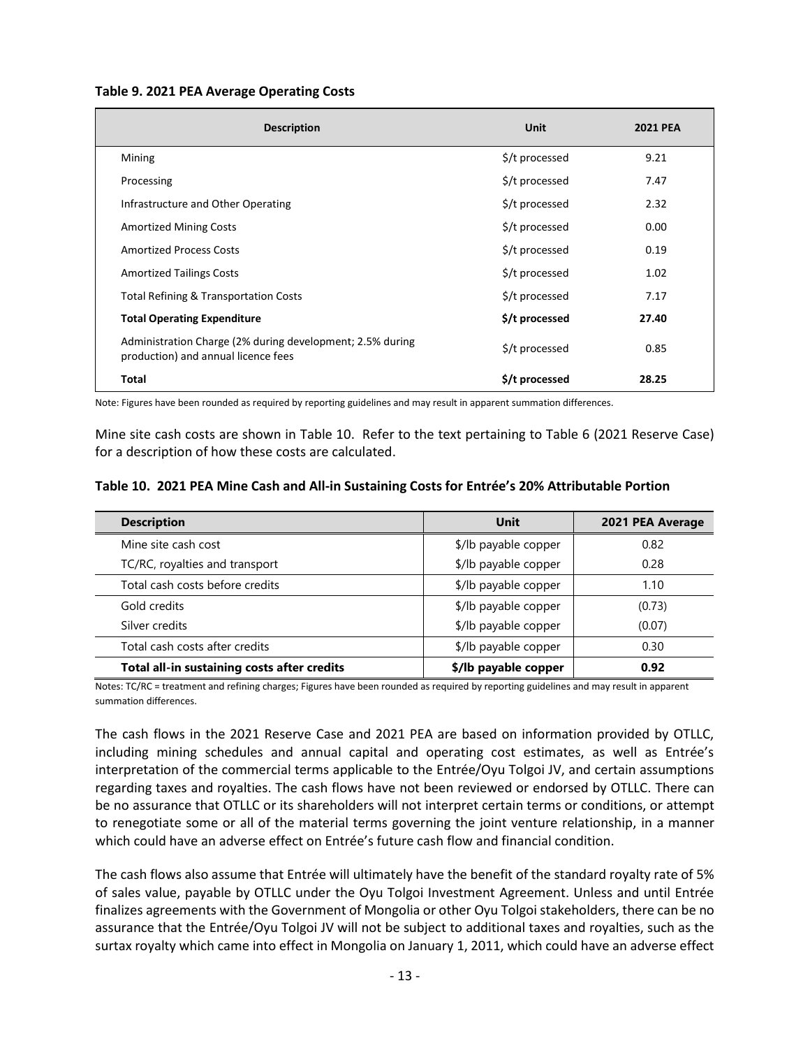**Table 9. 2021 PEA Average Operating Costs**

| Description | Unit | 2021 PEA |
|---|---|---|
| Mining | $/t processed | 9.21 |
| Processing | $/t processed | 7.47 |
| Infrastructure and Other Operating | $/t processed | 2.32 |
| Amortized Mining Costs | $/t processed | 0.00 |
| Amortized Process Costs | $/t processed | 0.19 |
| Amortized Tailings Costs | $/t processed | 1.02 |
| Total Refining & Transportation Costs | $/t processed | 7.17 |
| **Total Operating Expenditure** | **$/t processed** | **27.40** |
| Administration Charge (2% during development; 2.5% during production) and annual licence fees | $/t processed | 0.85 |
| **Total** | **$/t processed** | **28.25** |

Note: Figures have been rounded as required by reporting guidelines and may result in apparent summation differences.

Mine site cash costs are shown in Table 10. Refer to the text pertaining to Table 6 (2021 Reserve Case) for a description of how these costs are calculated.

**Table 10. 2021 PEA Mine Cash and All-in Sustaining Costs for Entrée's 20% Attributable Portion**

| Description | Unit | 2021 PEA Average |
|---|---|---|
| Mine site cash cost | $/lb payable copper | 0.82 |
| TC/RC, royalties and transport | $/lb payable copper | 0.28 |
| Total cash costs before credits | $/lb payable copper | 1.10 |
| Gold credits | $/lb payable copper | (0.73) |
| Silver credits | $/lb payable copper | (0.07) |
| Total cash costs after credits | $/lb payable copper | 0.30 |
| **Total all-in sustaining costs after credits** | **$/lb payable copper** | **0.92** |

Notes: TC/RC = treatment and refining charges; Figures have been rounded as required by reporting guidelines and may result in apparent summation differences.

The cash flows in the 2021 Reserve Case and 2021 PEA are based on information provided by OTLLC, including mining schedules and annual capital and operating cost estimates, as well as Entrée's interpretation of the commercial terms applicable to the Entrée/Oyu Tolgoi JV, and certain assumptions regarding taxes and royalties. The cash flows have not been reviewed or endorsed by OTLLC. There can be no assurance that OTLLC or its shareholders will not interpret certain terms or conditions, or attempt to renegotiate some or all of the material terms governing the joint venture relationship, in a manner which could have an adverse effect on Entrée's future cash flow and financial condition.

The cash flows also assume that Entrée will ultimately have the benefit of the standard royalty rate of 5% of sales value, payable by OTLLC under the Oyu Tolgoi Investment Agreement. Unless and until Entrée finalizes agreements with the Government of Mongolia or other Oyu Tolgoi stakeholders, there can be no assurance that the Entrée/Oyu Tolgoi JV will not be subject to additional taxes and royalties, such as the surtax royalty which came into effect in Mongolia on January 1, 2011, which could have an adverse effect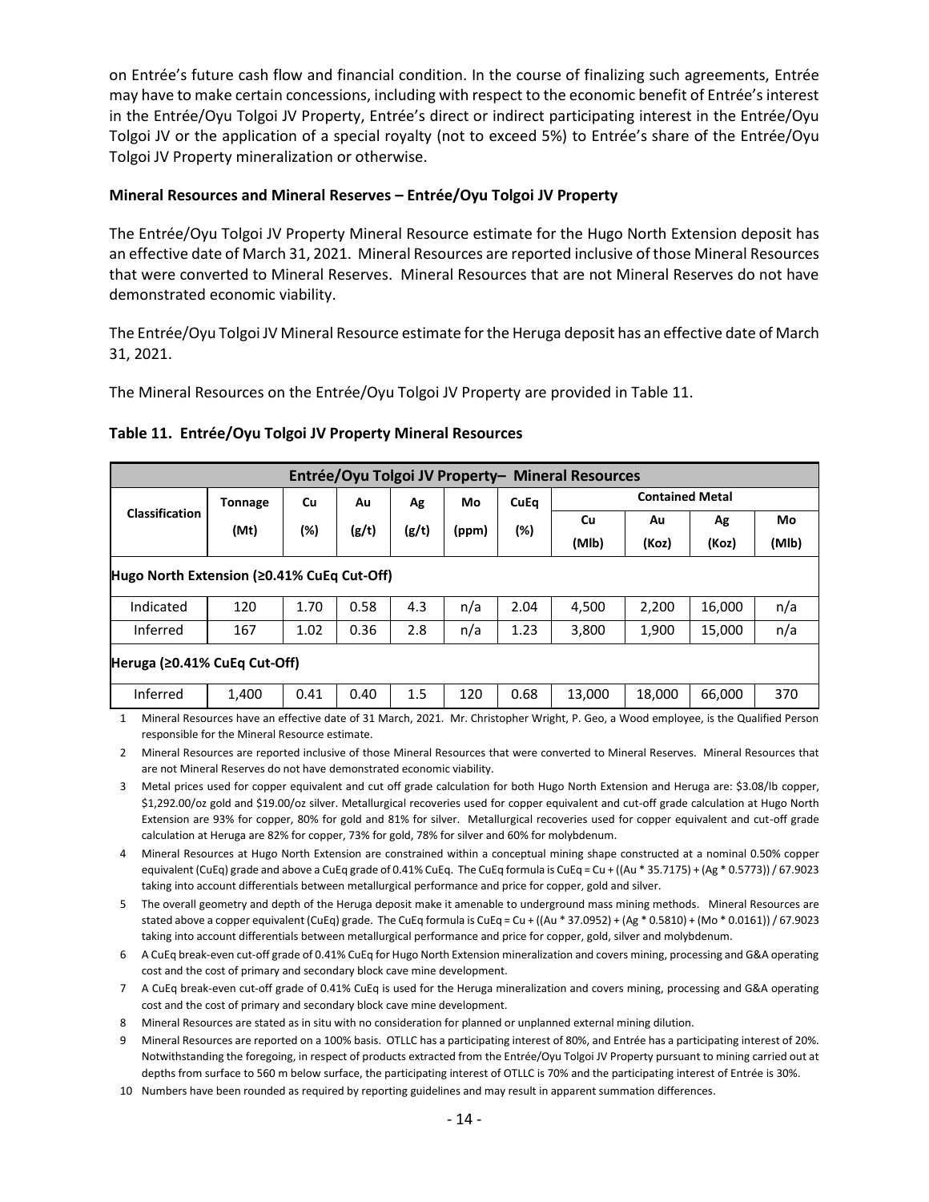on Entrée's future cash flow and financial condition. In the course of finalizing such agreements, Entrée may have to make certain concessions, including with respect to the economic benefit of Entrée's interest in the Entrée/Oyu Tolgoi JV Property, Entrée's direct or indirect participating interest in the Entrée/Oyu Tolgoi JV or the application of a special royalty (not to exceed 5%) to Entrée's share of the Entrée/Oyu Tolgoi JV Property mineralization or otherwise.

**Mineral Resources and Mineral Reserves – Entrée/Oyu Tolgoi JV Property**

The Entrée/Oyu Tolgoi JV Property Mineral Resource estimate for the Hugo North Extension deposit has an effective date of March 31, 2021. Mineral Resources are reported inclusive of those Mineral Resources that were converted to Mineral Reserves. Mineral Resources that are not Mineral Reserves do not have demonstrated economic viability.

The Entrée/Oyu Tolgoi JV Mineral Resource estimate for the Heruga deposit has an effective date of March 31, 2021.

The Mineral Resources on the Entrée/Oyu Tolgoi JV Property are provided in Table 11.

**Table 11. Entrée/Oyu Tolgoi JV Property Mineral Resources**

| Entrée/Oyu Tolgoi JV Property– Mineral Resources | | | | | | | | | | |
|---|---|---|---|---|---|---|---|---|---|---|
| Classification | Tonnage (Mt) | Cu (%) | Au (g/t) | Ag (g/t) | Mo (ppm) | CuEq (%) | Contained Metal | | | |
| | | | | | | | Cu (Mlb) | Au (Koz) | Ag (Koz) | Mo (Mlb) |
| **Hugo North Extension (≥0.41% CuEq Cut-Off)** | | | | | | | | | | |
| Indicated | 120 | 1.70 | 0.58 | 4.3 | n/a | 2.04 | 4,500 | 2,200 | 16,000 | n/a |
| Inferred | 167 | 1.02 | 0.36 | 2.8 | n/a | 1.23 | 3,800 | 1,900 | 15,000 | n/a |
| **Heruga (≥0.41% CuEq Cut-Off)** | | | | | | | | | | |
| Inferred | 1,400 | 0.41 | 0.40 | 1.5 | 120 | 0.68 | 13,000 | 18,000 | 66,000 | 370 |

1. Mineral Resources have an effective date of 31 March, 2021. Mr. Christopher Wright, P. Geo, a Wood employee, is the Qualified Person responsible for the Mineral Resource estimate.
2. Mineral Resources are reported inclusive of those Mineral Resources that were converted to Mineral Reserves. Mineral Resources that are not Mineral Reserves do not have demonstrated economic viability.
3. Metal prices used for copper equivalent and cut off grade calculation for both Hugo North Extension and Heruga are: $3.08/lb copper, $1,292.00/oz gold and $19.00/oz silver. Metallurgical recoveries used for copper equivalent and cut-off grade calculation at Hugo North Extension are 93% for copper, 80% for gold and 81% for silver. Metallurgical recoveries used for copper equivalent and cut-off grade calculation at Heruga are 82% for copper, 73% for gold, 78% for silver and 60% for molybdenum.
4. Mineral Resources at Hugo North Extension are constrained within a conceptual mining shape constructed at a nominal 0.50% copper equivalent (CuEq) grade and above a CuEq grade of 0.41% CuEq. The CuEq formula is CuEq = Cu + ((Au * 35.7175) + (Ag * 0.5773)) / 67.9023 taking into account differentials between metallurgical performance and price for copper, gold and silver.
5. The overall geometry and depth of the Heruga deposit make it amenable to underground mass mining methods. Mineral Resources are stated above a copper equivalent (CuEq) grade. The CuEq formula is CuEq = Cu + ((Au * 37.0952) + (Ag * 0.5810) + (Mo * 0.0161)) / 67.9023 taking into account differentials between metallurgical performance and price for copper, gold, silver and molybdenum.
6. A CuEq break-even cut-off grade of 0.41% CuEq for Hugo North Extension mineralization and covers mining, processing and G&A operating cost and the cost of primary and secondary block cave mine development.
7. A CuEq break-even cut-off grade of 0.41% CuEq is used for the Heruga mineralization and covers mining, processing and G&A operating cost and the cost of primary and secondary block cave mine development.
8. Mineral Resources are stated as in situ with no consideration for planned or unplanned external mining dilution.
9. Mineral Resources are reported on a 100% basis. OTLLC has a participating interest of 80%, and Entrée has a participating interest of 20%. Notwithstanding the foregoing, in respect of products extracted from the Entrée/Oyu Tolgoi JV Property pursuant to mining carried out at depths from surface to 560 m below surface, the participating interest of OTLLC is 70% and the participating interest of Entrée is 30%.
10. Numbers have been rounded as required by reporting guidelines and may result in apparent summation differences.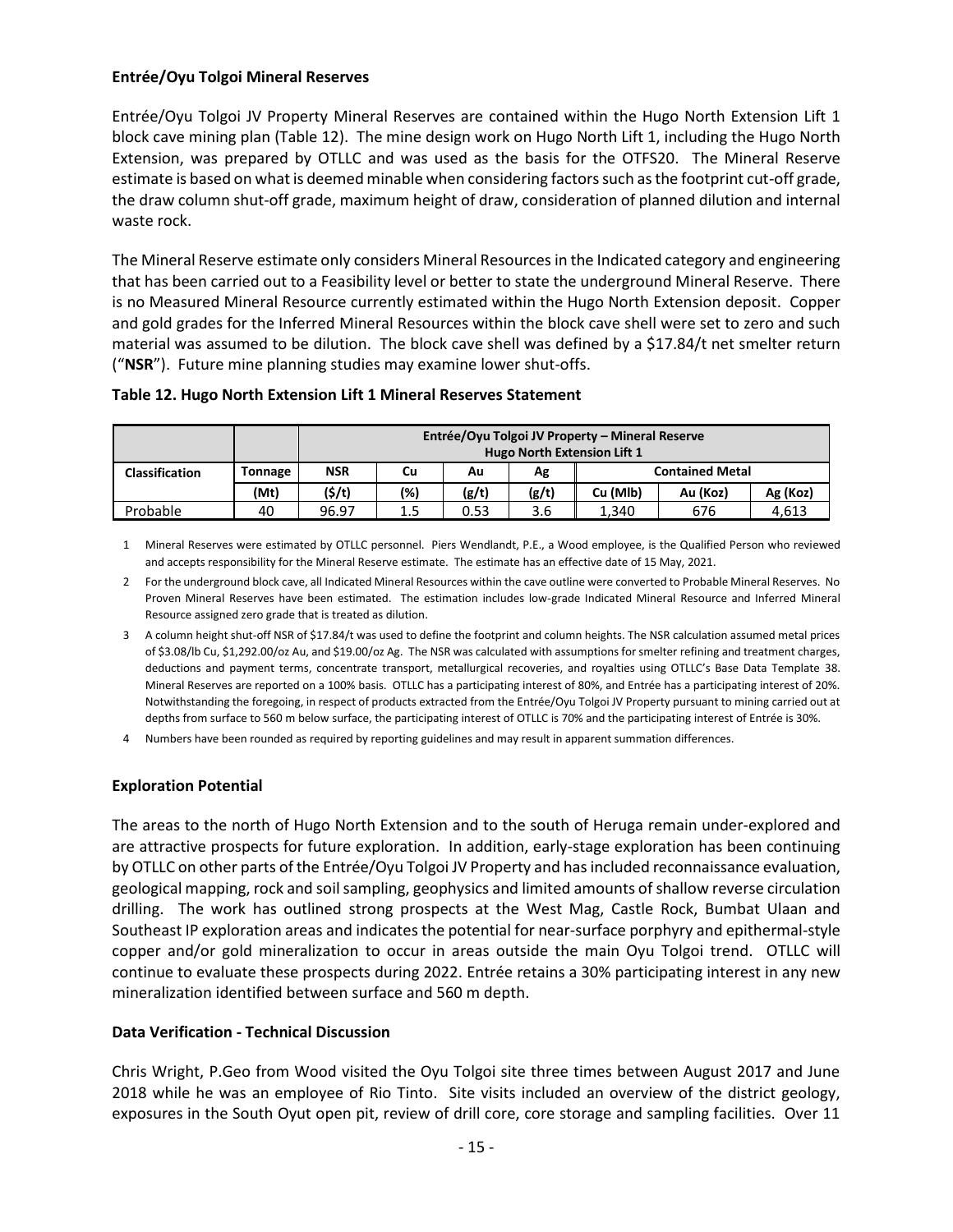**Entrée/Oyu Tolgoi Mineral Reserves**

Entrée/Oyu Tolgoi JV Property Mineral Reserves are contained within the Hugo North Extension Lift 1 block cave mining plan (Table 12). The mine design work on Hugo North Lift 1, including the Hugo North Extension, was prepared by OTLLC and was used as the basis for the OTFS20. The Mineral Reserve estimate is based on what is deemed minable when considering factors such as the footprint cut-off grade, the draw column shut-off grade, maximum height of draw, consideration of planned dilution and internal waste rock.

The Mineral Reserve estimate only considers Mineral Resources in the Indicated category and engineering that has been carried out to a Feasibility level or better to state the underground Mineral Reserve. There is no Measured Mineral Resource currently estimated within the Hugo North Extension deposit. Copper and gold grades for the Inferred Mineral Resources within the block cave shell were set to zero and such material was assumed to be dilution. The block cave shell was defined by a $17.84/t net smelter return ("**NSR**"). Future mine planning studies may examine lower shut-offs.

**Table 12. Hugo North Extension Lift 1 Mineral Reserves Statement**

| | | Entrée/Oyu Tolgoi JV Property – Mineral Reserve Hugo North Extension Lift 1 | | | | | | |
|---|---|---|---|---|---|---|---|---|
| **Classification** | **Tonnage** | **NSR** | **Cu** | **Au** | **Ag** | **Contained Metal** | | |
| | **(Mt)** | **($/t)** | **(%)** | **(g/t)** | **(g/t)** | **Cu (Mlb)** | **Au (Koz)** | **Ag (Koz)** |
| Probable | 40 | 96.97 | 1.5 | 0.53 | 3.6 | 1,340 | 676 | 4,613 |

1 Mineral Reserves were estimated by OTLLC personnel. Piers Wendlandt, P.E., a Wood employee, is the Qualified Person who reviewed and accepts responsibility for the Mineral Reserve estimate. The estimate has an effective date of 15 May, 2021.

2 For the underground block cave, all Indicated Mineral Resources within the cave outline were converted to Probable Mineral Reserves. No Proven Mineral Reserves have been estimated. The estimation includes low-grade Indicated Mineral Resource and Inferred Mineral Resource assigned zero grade that is treated as dilution.

3 A column height shut-off NSR of $17.84/t was used to define the footprint and column heights. The NSR calculation assumed metal prices of $3.08/lb Cu, $1,292.00/oz Au, and $19.00/oz Ag. The NSR was calculated with assumptions for smelter refining and treatment charges, deductions and payment terms, concentrate transport, metallurgical recoveries, and royalties using OTLLC's Base Data Template 38. Mineral Reserves are reported on a 100% basis. OTLLC has a participating interest of 80%, and Entrée has a participating interest of 20%. Notwithstanding the foregoing, in respect of products extracted from the Entrée/Oyu Tolgoi JV Property pursuant to mining carried out at depths from surface to 560 m below surface, the participating interest of OTLLC is 70% and the participating interest of Entrée is 30%.

4 Numbers have been rounded as required by reporting guidelines and may result in apparent summation differences.

**Exploration Potential**

The areas to the north of Hugo North Extension and to the south of Heruga remain under-explored and are attractive prospects for future exploration. In addition, early-stage exploration has been continuing by OTLLC on other parts of the Entrée/Oyu Tolgoi JV Property and has included reconnaissance evaluation, geological mapping, rock and soil sampling, geophysics and limited amounts of shallow reverse circulation drilling. The work has outlined strong prospects at the West Mag, Castle Rock, Bumbat Ulaan and Southeast IP exploration areas and indicates the potential for near-surface porphyry and epithermal-style copper and/or gold mineralization to occur in areas outside the main Oyu Tolgoi trend. OTLLC will continue to evaluate these prospects during 2022. Entrée retains a 30% participating interest in any new mineralization identified between surface and 560 m depth.

**Data Verification - Technical Discussion**

Chris Wright, P.Geo from Wood visited the Oyu Tolgoi site three times between August 2017 and June 2018 while he was an employee of Rio Tinto. Site visits included an overview of the district geology, exposures in the South Oyut open pit, review of drill core, core storage and sampling facilities. Over 11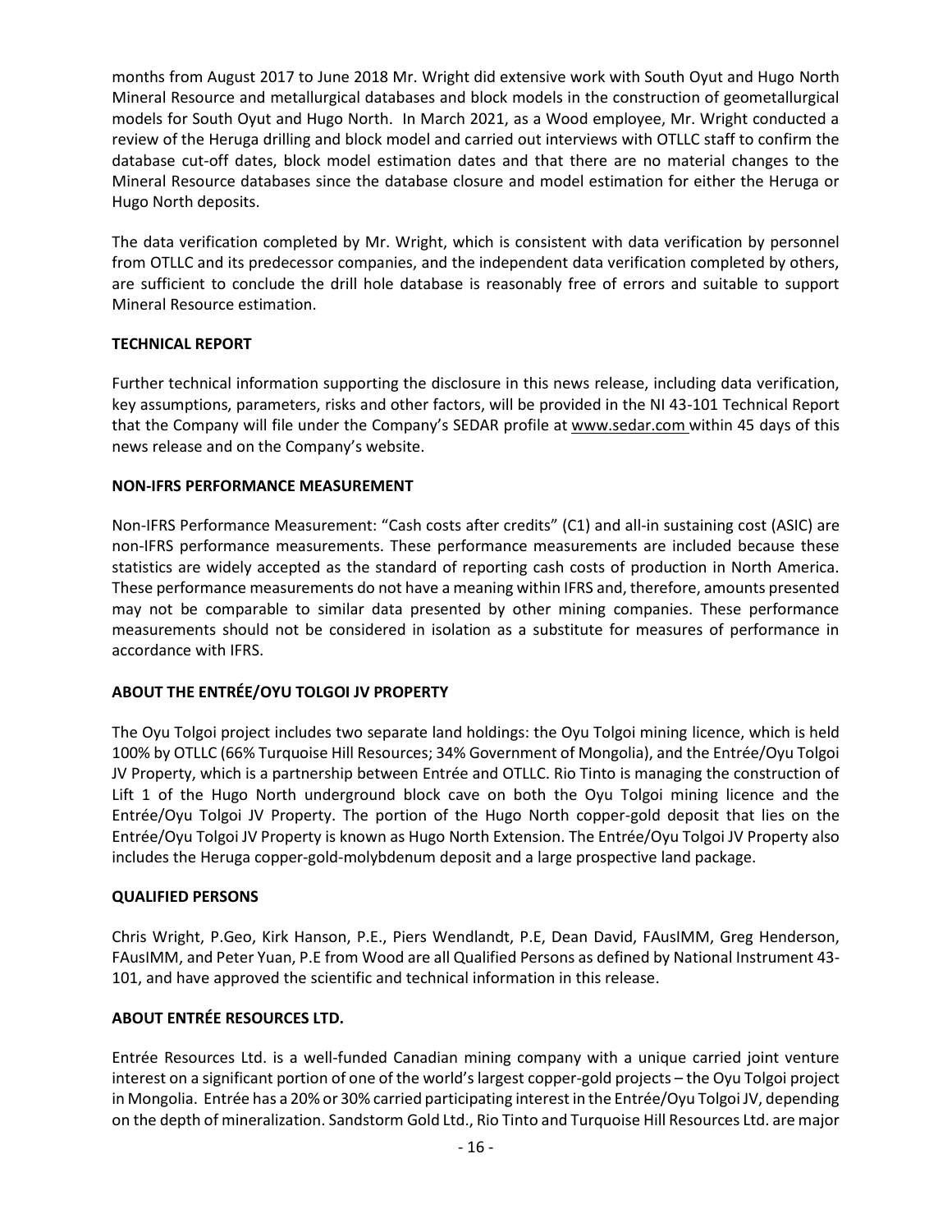months from August 2017 to June 2018 Mr. Wright did extensive work with South Oyut and Hugo North Mineral Resource and metallurgical databases and block models in the construction of geometallurgical models for South Oyut and Hugo North. In March 2021, as a Wood employee, Mr. Wright conducted a review of the Heruga drilling and block model and carried out interviews with OTLLC staff to confirm the database cut-off dates, block model estimation dates and that there are no material changes to the Mineral Resource databases since the database closure and model estimation for either the Heruga or Hugo North deposits.

The data verification completed by Mr. Wright, which is consistent with data verification by personnel from OTLLC and its predecessor companies, and the independent data verification completed by others, are sufficient to conclude the drill hole database is reasonably free of errors and suitable to support Mineral Resource estimation.

**TECHNICAL REPORT**

Further technical information supporting the disclosure in this news release, including data verification, key assumptions, parameters, risks and other factors, will be provided in the NI 43-101 Technical Report that the Company will file under the Company's SEDAR profile at www.sedar.com within 45 days of this news release and on the Company's website.

**NON-IFRS PERFORMANCE MEASUREMENT**

Non-IFRS Performance Measurement: "Cash costs after credits" (C1) and all-in sustaining cost (ASIC) are non-IFRS performance measurements. These performance measurements are included because these statistics are widely accepted as the standard of reporting cash costs of production in North America. These performance measurements do not have a meaning within IFRS and, therefore, amounts presented may not be comparable to similar data presented by other mining companies. These performance measurements should not be considered in isolation as a substitute for measures of performance in accordance with IFRS.

**ABOUT THE ENTRÉE/OYU TOLGOI JV PROPERTY**

The Oyu Tolgoi project includes two separate land holdings: the Oyu Tolgoi mining licence, which is held 100% by OTLLC (66% Turquoise Hill Resources; 34% Government of Mongolia), and the Entrée/Oyu Tolgoi JV Property, which is a partnership between Entrée and OTLLC. Rio Tinto is managing the construction of Lift 1 of the Hugo North underground block cave on both the Oyu Tolgoi mining licence and the Entrée/Oyu Tolgoi JV Property. The portion of the Hugo North copper-gold deposit that lies on the Entrée/Oyu Tolgoi JV Property is known as Hugo North Extension. The Entrée/Oyu Tolgoi JV Property also includes the Heruga copper-gold-molybdenum deposit and a large prospective land package.

**QUALIFIED PERSONS**

Chris Wright, P.Geo, Kirk Hanson, P.E., Piers Wendlandt, P.E, Dean David, FAusIMM, Greg Henderson, FAusIMM, and Peter Yuan, P.E from Wood are all Qualified Persons as defined by National Instrument 43-101, and have approved the scientific and technical information in this release.

**ABOUT ENTRÉE RESOURCES LTD.**

Entrée Resources Ltd. is a well-funded Canadian mining company with a unique carried joint venture interest on a significant portion of one of the world's largest copper-gold projects – the Oyu Tolgoi project in Mongolia. Entrée has a 20% or 30% carried participating interest in the Entrée/Oyu Tolgoi JV, depending on the depth of mineralization. Sandstorm Gold Ltd., Rio Tinto and Turquoise Hill Resources Ltd. are major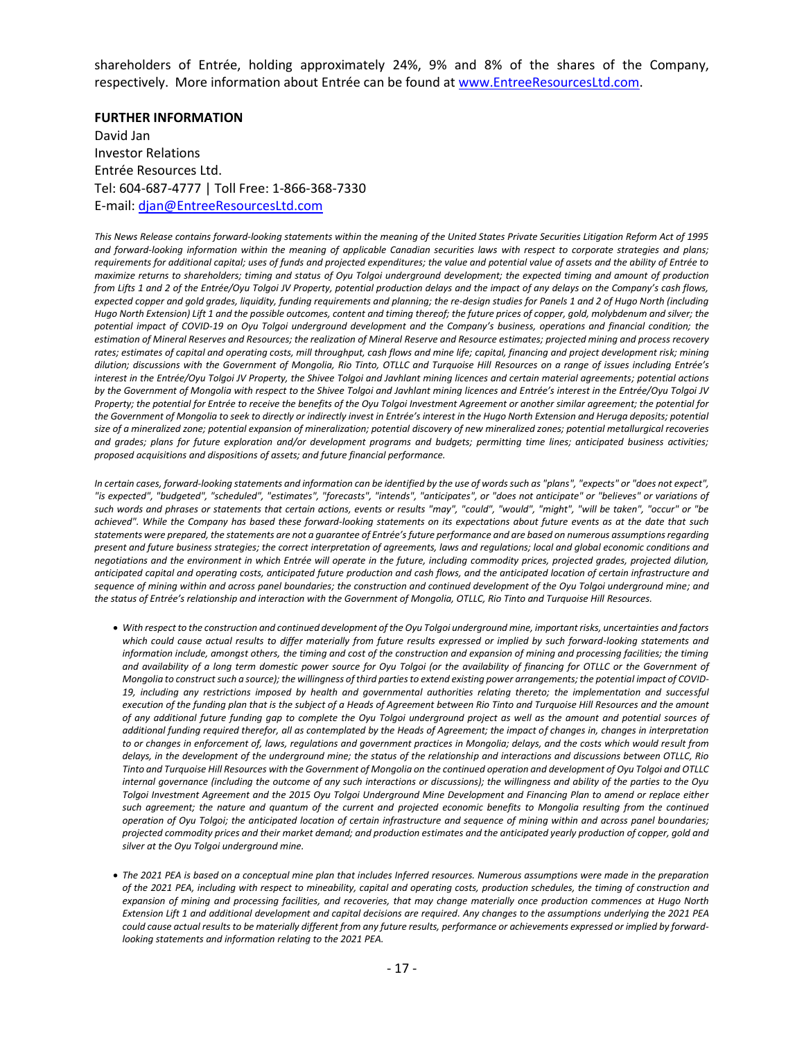shareholders of Entrée, holding approximately 24%, 9% and 8% of the shares of the Company, respectively. More information about Entrée can be found at [www.EntreeResourcesLtd.com](http://www.EntreeResourcesLtd.com).

**FURTHER INFORMATION**

David Jan
Investor Relations
Entrée Resources Ltd.
Tel: 604-687-4777 | Toll Free: 1-866-368-7330
E-mail: [djan@EntreeResourcesLtd.com](mailto:djan@EntreeResourcesLtd.com)

*This News Release contains forward-looking statements within the meaning of the United States Private Securities Litigation Reform Act of 1995 and forward-looking information within the meaning of applicable Canadian securities laws with respect to corporate strategies and plans; requirements for additional capital; uses of funds and projected expenditures; the value and potential value of assets and the ability of Entrée to maximize returns to shareholders; timing and status of Oyu Tolgoi underground development; the expected timing and amount of production from Lifts 1 and 2 of the Entrée/Oyu Tolgoi JV Property, potential production delays and the impact of any delays on the Company's cash flows, expected copper and gold grades, liquidity, funding requirements and planning; the re-design studies for Panels 1 and 2 of Hugo North (including Hugo North Extension) Lift 1 and the possible outcomes, content and timing thereof; the future prices of copper, gold, molybdenum and silver; the potential impact of COVID-19 on Oyu Tolgoi underground development and the Company's business, operations and financial condition; the estimation of Mineral Reserves and Resources; the realization of Mineral Reserve and Resource estimates; projected mining and process recovery rates; estimates of capital and operating costs, mill throughput, cash flows and mine life; capital, financing and project development risk; mining dilution; discussions with the Government of Mongolia, Rio Tinto, OTLLC and Turquoise Hill Resources on a range of issues including Entrée's interest in the Entrée/Oyu Tolgoi JV Property, the Shivee Tolgoi and Javhlant mining licences and certain material agreements; potential actions by the Government of Mongolia with respect to the Shivee Tolgoi and Javhlant mining licences and Entrée's interest in the Entrée/Oyu Tolgoi JV Property; the potential for Entrée to receive the benefits of the Oyu Tolgoi Investment Agreement or another similar agreement; the potential for the Government of Mongolia to seek to directly or indirectly invest in Entrée's interest in the Hugo North Extension and Heruga deposits; potential size of a mineralized zone; potential expansion of mineralization; potential discovery of new mineralized zones; potential metallurgical recoveries and grades; plans for future exploration and/or development programs and budgets; permitting time lines; anticipated business activities; proposed acquisitions and dispositions of assets; and future financial performance.*

*In certain cases, forward-looking statements and information can be identified by the use of words such as "plans", "expects" or "does not expect", "is expected", "budgeted", "scheduled", "estimates", "forecasts", "intends", "anticipates", or "does not anticipate" or "believes" or variations of such words and phrases or statements that certain actions, events or results "may", "could", "would", "might", "will be taken", "occur" or "be achieved". While the Company has based these forward-looking statements on its expectations about future events as at the date that such statements were prepared, the statements are not a guarantee of Entrée's future performance and are based on numerous assumptions regarding present and future business strategies; the correct interpretation of agreements, laws and regulations; local and global economic conditions and negotiations and the environment in which Entrée will operate in the future, including commodity prices, projected grades, projected dilution, anticipated capital and operating costs, anticipated future production and cash flows, and the anticipated location of certain infrastructure and sequence of mining within and across panel boundaries; the construction and continued development of the Oyu Tolgoi underground mine; and the status of Entrée's relationship and interaction with the Government of Mongolia, OTLLC, Rio Tinto and Turquoise Hill Resources.*

- *With respect to the construction and continued development of the Oyu Tolgoi underground mine, important risks, uncertainties and factors which could cause actual results to differ materially from future results expressed or implied by such forward-looking statements and information include, amongst others, the timing and cost of the construction and expansion of mining and processing facilities; the timing and availability of a long term domestic power source for Oyu Tolgoi (or the availability of financing for OTLLC or the Government of Mongolia to construct such a source); the willingness of third parties to extend existing power arrangements; the potential impact of COVID-19, including any restrictions imposed by health and governmental authorities relating thereto; the implementation and successful execution of the funding plan that is the subject of a Heads of Agreement between Rio Tinto and Turquoise Hill Resources and the amount of any additional future funding gap to complete the Oyu Tolgoi underground project as well as the amount and potential sources of additional funding required therefor, all as contemplated by the Heads of Agreement; the impact of changes in, changes in interpretation to or changes in enforcement of, laws, regulations and government practices in Mongolia; delays, and the costs which would result from delays, in the development of the underground mine; the status of the relationship and interactions and discussions between OTLLC, Rio Tinto and Turquoise Hill Resources with the Government of Mongolia on the continued operation and development of Oyu Tolgoi and OTLLC internal governance (including the outcome of any such interactions or discussions); the willingness and ability of the parties to the Oyu Tolgoi Investment Agreement and the 2015 Oyu Tolgoi Underground Mine Development and Financing Plan to amend or replace either such agreement; the nature and quantum of the current and projected economic benefits to Mongolia resulting from the continued operation of Oyu Tolgoi; the anticipated location of certain infrastructure and sequence of mining within and across panel boundaries; projected commodity prices and their market demand; and production estimates and the anticipated yearly production of copper, gold and silver at the Oyu Tolgoi underground mine.*

- *The 2021 PEA is based on a conceptual mine plan that includes Inferred resources. Numerous assumptions were made in the preparation of the 2021 PEA, including with respect to mineability, capital and operating costs, production schedules, the timing of construction and expansion of mining and processing facilities, and recoveries, that may change materially once production commences at Hugo North Extension Lift 1 and additional development and capital decisions are required. Any changes to the assumptions underlying the 2021 PEA could cause actual results to be materially different from any future results, performance or achievements expressed or implied by forward-looking statements and information relating to the 2021 PEA.*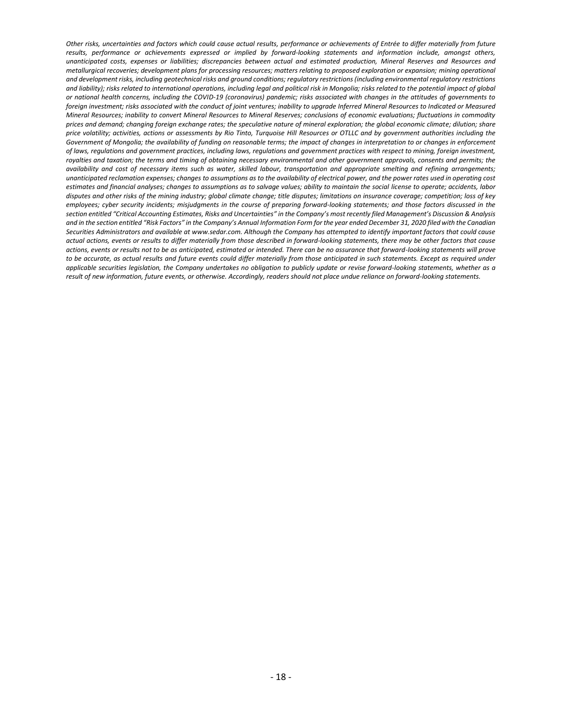*Other risks, uncertainties and factors which could cause actual results, performance or achievements of Entrée to differ materially from future results, performance or achievements expressed or implied by forward-looking statements and information include, amongst others, unanticipated costs, expenses or liabilities; discrepancies between actual and estimated production, Mineral Reserves and Resources and metallurgical recoveries; development plans for processing resources; matters relating to proposed exploration or expansion; mining operational and development risks, including geotechnical risks and ground conditions; regulatory restrictions (including environmental regulatory restrictions and liability); risks related to international operations, including legal and political risk in Mongolia; risks related to the potential impact of global or national health concerns, including the COVID-19 (coronavirus) pandemic; risks associated with changes in the attitudes of governments to foreign investment; risks associated with the conduct of joint ventures; inability to upgrade Inferred Mineral Resources to Indicated or Measured Mineral Resources; inability to convert Mineral Resources to Mineral Reserves; conclusions of economic evaluations; fluctuations in commodity prices and demand; changing foreign exchange rates; the speculative nature of mineral exploration; the global economic climate; dilution; share price volatility; activities, actions or assessments by Rio Tinto, Turquoise Hill Resources or OTLLC and by government authorities including the Government of Mongolia; the availability of funding on reasonable terms; the impact of changes in interpretation to or changes in enforcement of laws, regulations and government practices, including laws, regulations and government practices with respect to mining, foreign investment, royalties and taxation; the terms and timing of obtaining necessary environmental and other government approvals, consents and permits; the availability and cost of necessary items such as water, skilled labour, transportation and appropriate smelting and refining arrangements; unanticipated reclamation expenses; changes to assumptions as to the availability of electrical power, and the power rates used in operating cost estimates and financial analyses; changes to assumptions as to salvage values; ability to maintain the social license to operate; accidents, labor disputes and other risks of the mining industry; global climate change; title disputes; limitations on insurance coverage; competition; loss of key employees; cyber security incidents; misjudgments in the course of preparing forward-looking statements; and those factors discussed in the section entitled "Critical Accounting Estimates, Risks and Uncertainties" in the Company's most recently filed Management's Discussion & Analysis and in the section entitled "Risk Factors" in the Company's Annual Information Form for the year ended December 31, 2020 filed with the Canadian Securities Administrators and available at www.sedar.com. Although the Company has attempted to identify important factors that could cause actual actions, events or results to differ materially from those described in forward-looking statements, there may be other factors that cause actions, events or results not to be as anticipated, estimated or intended. There can be no assurance that forward-looking statements will prove to be accurate, as actual results and future events could differ materially from those anticipated in such statements. Except as required under applicable securities legislation, the Company undertakes no obligation to publicly update or revise forward-looking statements, whether as a result of new information, future events, or otherwise. Accordingly, readers should not place undue reliance on forward-looking statements.*